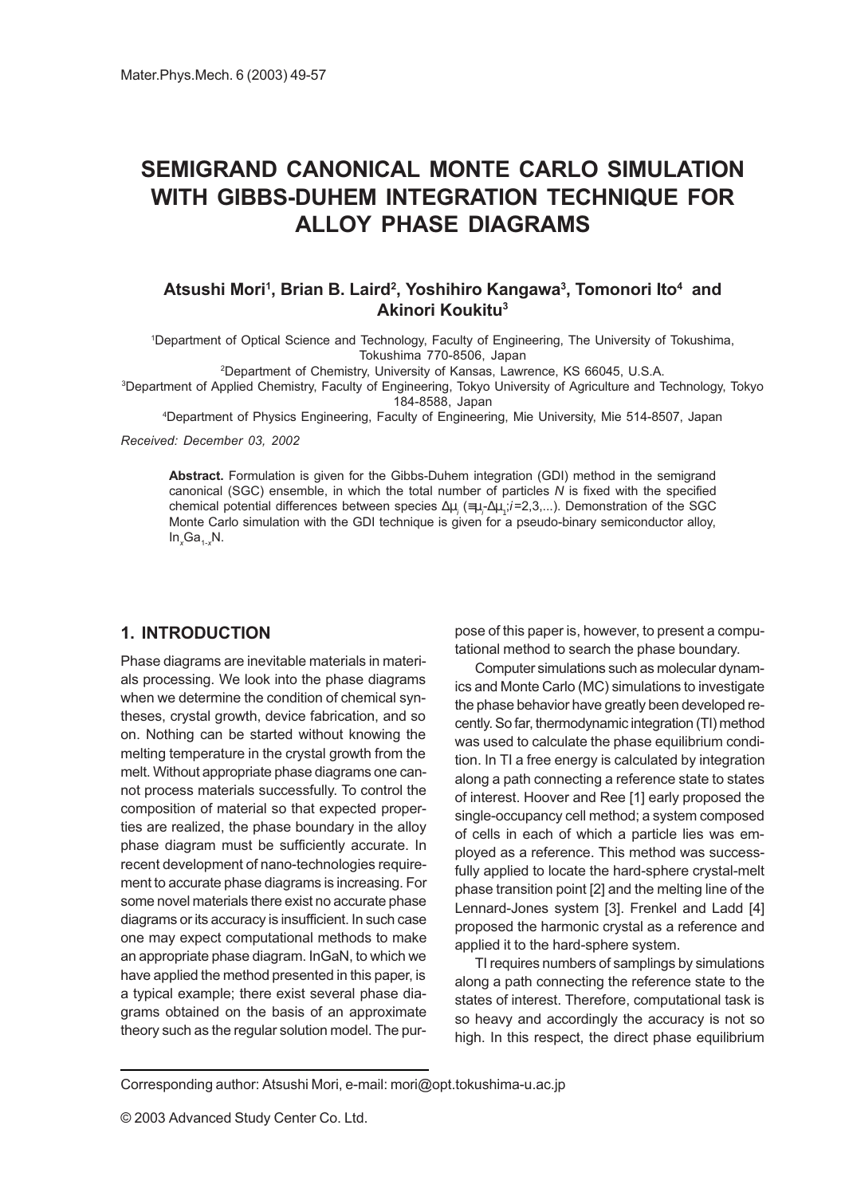# SEMIGRAND CANONICAL MONTE CARLO SIMULATION WITH GIBBS-DUHEM INTEGRATION TECHNIQUE FOR ALLOY PHASE DIAGRAMS

**Atsushi Mori[1], Brian B. Laird[2], Yoshihiro Kangawa[3], Tomonori Ito[4] and Akinori Koukitu[3]**

[1]Department of Optical Science and Technology, Faculty of Engineering, The University of Tokushima, Tokushima 770-8506, Japan

[2]Department of Chemistry, University of Kansas, Lawrence, KS 66045, U.S.A.

[3]Department of Applied Chemistry, Faculty of Engineering, Tokyo University of Agriculture and Technology, Tokyo 184-8588, Japan

[4]Department of Physics Engineering, Faculty of Engineering, Mie University, Mie 514-8507, Japan

*Received: December 03, 2002*

**Abstract.** Formulation is given for the Gibbs-Duhem integration (GDI) method in the semigrand canonical (SGC) ensemble, in which the total number of particles $N$ is fixed with the specified chemical potential differences between species $\Delta\mu_i$ ($\equiv\mu_i$-$\Delta\mu_1$;$i$=2,3,...). Demonstration of the SGC Monte Carlo simulation with the GDI technique is given for a pseudo-binary semiconductor alloy, $In_xGa_{1-x}N$.

## 1. INTRODUCTION

Phase diagrams are inevitable materials in materials processing. We look into the phase diagrams when we determine the condition of chemical syntheses, crystal growth, device fabrication, and so on. Nothing can be started without knowing the melting temperature in the crystal growth from the melt. Without appropriate phase diagrams one cannot process materials successfully. To control the composition of material so that expected properties are realized, the phase boundary in the alloy phase diagram must be sufficiently accurate. In recent development of nano-technologies requirement to accurate phase diagrams is increasing. For some novel materials there exist no accurate phase diagrams or its accuracy is insufficient. In such case one may expect computational methods to make an appropriate phase diagram. InGaN, to which we have applied the method presented in this paper, is a typical example; there exist several phase diagrams obtained on the basis of an approximate theory such as the regular solution model. The purpose of this paper is, however, to present a computational method to search the phase boundary.

Computer simulations such as molecular dynamics and Monte Carlo (MC) simulations to investigate the phase behavior have greatly been developed recently. So far, thermodynamic integration (TI) method was used to calculate the phase equilibrium condition. In TI a free energy is calculated by integration along a path connecting a reference state to states of interest. Hoover and Ree [1] early proposed the single-occupancy cell method; a system composed of cells in each of which a particle lies was employed as a reference. This method was successfully applied to locate the hard-sphere crystal-melt phase transition point [2] and the melting line of the Lennard-Jones system [3]. Frenkel and Ladd [4] proposed the harmonic crystal as a reference and applied it to the hard-sphere system.

TI requires numbers of samplings by simulations along a path connecting the reference state to the states of interest. Therefore, computational task is so heavy and accordingly the accuracy is not so high. In this respect, the direct phase equilibrium

Corresponding author: Atsushi Mori, e-mail: mori@opt.tokushima-u.ac.jp

© 2003 Advanced Study Center Co. Ltd.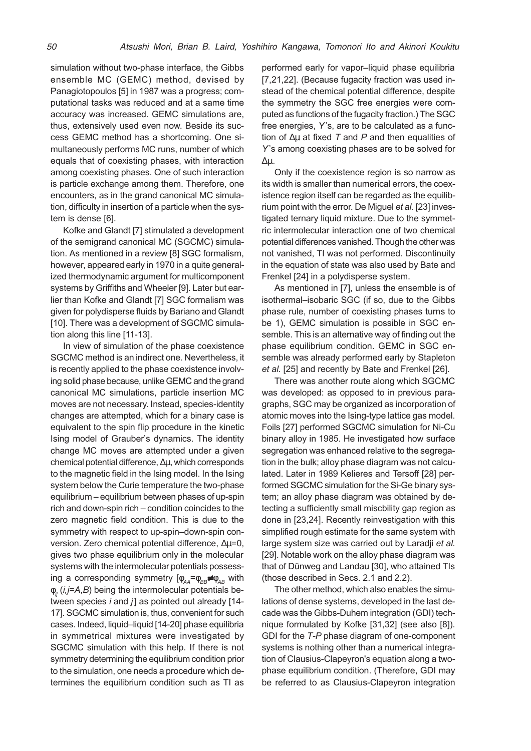simulation without two-phase interface, the Gibbs ensemble MC (GEMC) method, devised by Panagiotopoulos [5] in 1987 was a progress; computational tasks was reduced and at a same time accuracy was increased. GEMC simulations are, thus, extensively used even now. Beside its success GEMC method has a shortcoming. One simultaneously performs MC runs, number of which equals that of coexisting phases, with interaction among coexisting phases. One of such interaction is particle exchange among them. Therefore, one encounters, as in the grand canonical MC simulation, difficulty in insertion of a particle when the system is dense [6].

Kofke and Glandt [7] stimulated a development of the semigrand canonical MC (SGCMC) simulation. As mentioned in a review [8] SGC formalism, however, appeared early in 1970 in a quite generalized thermodynamic argument for multicomponent systems by Griffiths and Wheeler [9]. Later but earlier than Kofke and Glandt [7] SGC formalism was given for polydisperse fluids by Bariano and Glandt [10]. There was a development of SGCMC simulation along this line [11-13].

In view of simulation of the phase coexistence SGCMC method is an indirect one. Nevertheless, it is recently applied to the phase coexistence involving solid phase because, unlike GEMC and the grand canonical MC simulations, particle insertion MC moves are not necessary. Instead, species-identity changes are attempted, which for a binary case is equivalent to the spin flip procedure in the kinetic Ising model of Grauber's dynamics. The identity change MC moves are attempted under a given chemical potential difference, $\Delta\mu$, which corresponds to the magnetic field in the Ising model. In the Ising system below the Curie temperature the two-phase equilibrium – equilibrium between phases of up-spin rich and down-spin rich – condition coincides to the zero magnetic field condition. This is due to the symmetry with respect to up-spin–down-spin conversion. Zero chemical potential difference, $\Delta\mu=0$, gives two phase equilibrium only in the molecular systems with the intermolecular potentials possessing a corresponding symmetry [$\varphi_{AA}=\varphi_{BB}\neq\varphi_{AB}$ with $\varphi_{ij}$ ($i,j=A,B$) being the intermolecular potentials between species $i$ and $j$] as pointed out already [14-17]. SGCMC simulation is, thus, convenient for such cases. Indeed, liquid–liquid [14-20] phase equilibria in symmetrical mixtures were investigated by SGCMC simulation with this help. If there is not symmetry determining the equilibrium condition prior to the simulation, one needs a procedure which determines the equilibrium condition such as TI as performed early for vapor–liquid phase equilibria [7,21,22]. (Because fugacity fraction was used instead of the chemical potential difference, despite the symmetry the SGC free energies were computed as functions of the fugacity fraction.) The SGC free energies, $Y$'s, are to be calculated as a function of $\Delta\mu$ at fixed $T$ and $P$ and then equalities of $Y$'s among coexisting phases are to be solved for $\Delta\mu$.

Only if the coexistence region is so narrow as its width is smaller than numerical errors, the coexistence region itself can be regarded as the equilibrium point with the error. De Miguel *et al.* [23] investigated ternary liquid mixture. Due to the symmetric intermolecular interaction one of two chemical potential differences vanished. Though the other was not vanished, TI was not performed. Discontinuity in the equation of state was also used by Bate and Frenkel [24] in a polydisperse system.

As mentioned in [7], unless the ensemble is of isothermal–isobaric SGC (if so, due to the Gibbs phase rule, number of coexisting phases turns to be 1), GEMC simulation is possible in SGC ensemble. This is an alternative way of finding out the phase equilibrium condition. GEMC in SGC ensemble was already performed early by Stapleton *et al.* [25] and recently by Bate and Frenkel [26].

There was another route along which SGCMC was developed: as opposed to in previous paragraphs, SGC may be organized as incorporation of atomic moves into the Ising-type lattice gas model. Foils [27] performed SGCMC simulation for Ni-Cu binary alloy in 1985. He investigated how surface segregation was enhanced relative to the segregation in the bulk; alloy phase diagram was not calculated. Later in 1989 Kelieres and Tersoff [28] performed SGCMC simulation for the Si-Ge binary system; an alloy phase diagram was obtained by detecting a sufficiently small miscbility gap region as done in [23,24]. Recently reinvestigation with this simplified rough estimate for the same system with large system size was carried out by Laradji *et al.* [29]. Notable work on the alloy phase diagram was that of Dünweg and Landau [30], who attained TIs (those described in Secs. 2.1 and 2.2).

The other method, which also enables the simulations of dense systems, developed in the last decade was the Gibbs-Duhem integration (GDI) technique formulated by Kofke [31,32] (see also [8]). GDI for the $T$-$P$ phase diagram of one-component systems is nothing other than a numerical integration of Clausius-Clapeyron's equation along a two-phase equilibrium condition. (Therefore, GDI may be referred to as Clausius-Clapeyron integration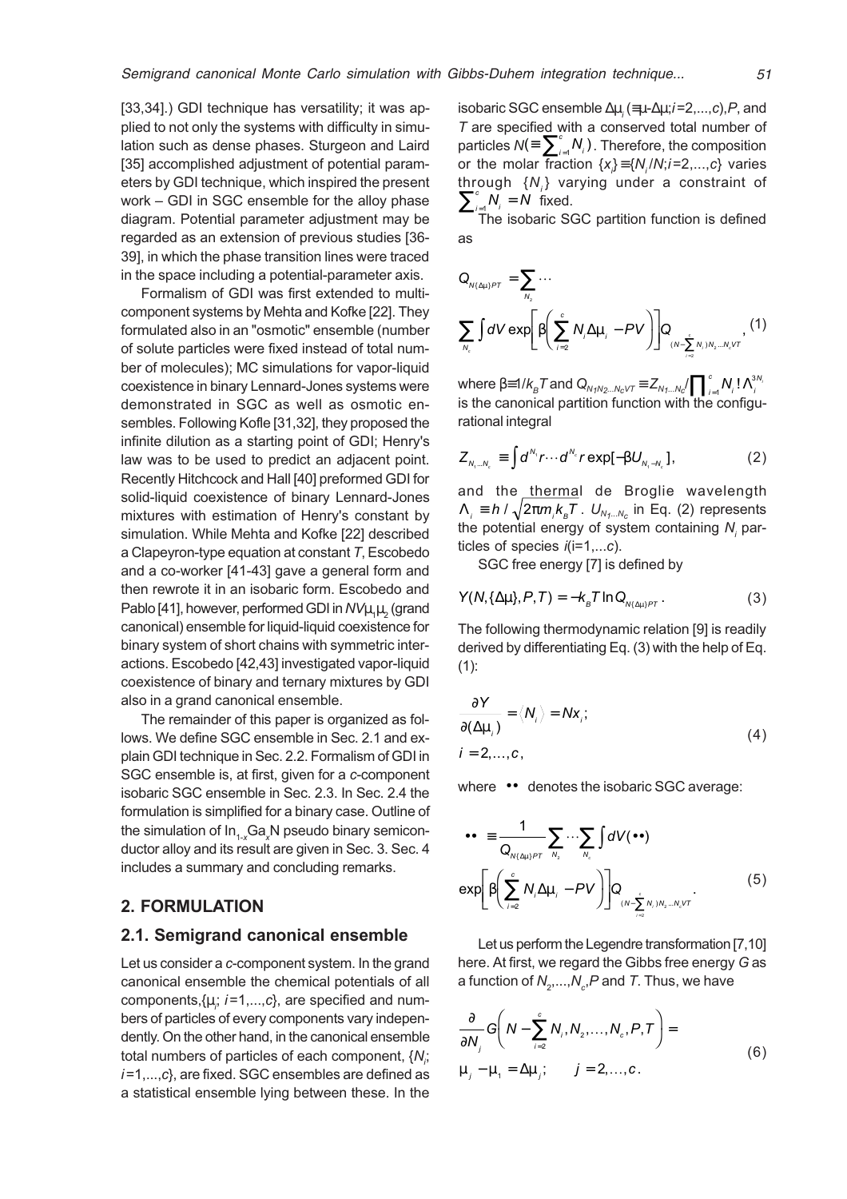[33,34].) GDI technique has versatility; it was applied to not only the systems with difficulty in simulation such as dense phases. Sturgeon and Laird [35] accomplished adjustment of potential parameters by GDI technique, which inspired the present work – GDI in SGC ensemble for the alloy phase diagram. Potential parameter adjustment may be regarded as an extension of previous studies [36-39], in which the phase transition lines were traced in the space including a potential-parameter axis.

Formalism of GDI was first extended to multicomponent systems by Mehta and Kofke [22]. They formulated also in an "osmotic" ensemble (number of solute particles were fixed instead of total number of molecules); MC simulations for vapor-liquid coexistence in binary Lennard-Jones systems were demonstrated in SGC as well as osmotic ensembles. Following Kofle [31,32], they proposed the infinite dilution as a starting point of GDI; Henry's law was to be used to predict an adjacent point. Recently Hitchcock and Hall [40] preformed GDI for solid-liquid coexistence of binary Lennard-Jones mixtures with estimation of Henry's constant by simulation. While Mehta and Kofke [22] described a Clapeyron-type equation at constant $T$, Escobedo and a co-worker [41-43] gave a general form and then rewrote it in an isobaric form. Escobedo and Pablo [41], however, performed GDI in $NV\mu_1\mu_2$ (grand canonical) ensemble for liquid-liquid coexistence for binary system of short chains with symmetric interactions. Escobedo [42,43] investigated vapor-liquid coexistence of binary and ternary mixtures by GDI also in a grand canonical ensemble.

The remainder of this paper is organized as follows. We define SGC ensemble in Sec. 2.1 and explain GDI technique in Sec. 2.2. Formalism of GDI in SGC ensemble is, at first, given for a $c$-component isobaric SGC ensemble in Sec. 2.3. In Sec. 2.4 the formulation is simplified for a binary case. Outline of the simulation of $In_{1-x}Ga_xN$ pseudo binary semiconductor alloy and its result are given in Sec. 3. Sec. 4 includes a summary and concluding remarks.

## 2. FORMULATION

### 2.1. Semigrand canonical ensemble

Let us consider a $c$-component system. In the grand canonical ensemble the chemical potentials of all components, $\{\mu_i; i=1,...,c\}$, are specified and numbers of particles of every components vary independently. On the other hand, in the canonical ensemble total numbers of particles of each component, $\{N_i; i=1,...,c\}$, are fixed. SGC ensembles are defined as a statistical ensemble lying between these. In the isobaric SGC ensemble $\Delta\mu_i\,(\equiv\mu_i-\Delta\mu_1; i=2,...,c), P$, and $T$ are specified with a conserved total number of particles $N (\equiv \sum_{i=1}^{c} N_i)$. Therefore, the composition or the molar fraction $\{x_i\} \equiv \{N_i/N; i=2,...,c\}$ varies through $\{N_i\}$ varying under a constraint of $\sum_{i=1}^{c} N_i = N$ fixed.

The isobaric SGC partition function is defined as

$$Q_{N\{\Delta\mu\}PT} = \sum_{N_2} \cdots \sum_{N_c} \int dV \exp\left[\beta\left(\sum_{i=2}^{c} N_i \Delta\mu_i - PV\right)\right] Q_{(N-\sum_{i=2}^{c} N_i) N_2 \ldots N_c VT}, \quad (1)$$

where $\beta \equiv 1/k_B T$ and $Q_{N_1 N_2 \ldots N_c VT} \equiv Z_{N_1 \ldots N_c} / \prod_{i=1}^{c} N_i! \Lambda_i^{3N_i}$ is the canonical partition function with the configurational integral

$$Z_{N_1 \ldots N_c} \equiv \int d^{N_1} r \cdots d^{N_c} r \exp[-\beta U_{N_1 - N_c}], \quad (2)$$

and the thermal de Broglie wavelength $\Lambda_i \equiv h / \sqrt{2\pi m_i k_B T}$. $U_{N_1 \ldots N_c}$ in Eq. (2) represents the potential energy of system containing $N_i$ particles of species $i$(i=1,...$c$).

SGC free energy [7] is defined by

$$Y(N, \{\Delta\mu\}, P, T) = -k_B T \ln Q_{N\{\Delta\mu\}PT}. \quad (3)$$

The following thermodynamic relation [9] is readily derived by differentiating Eq. (3) with the help of Eq. (1):

$$\frac{\partial Y}{\partial(\Delta\mu_i)} = \langle N_i \rangle = N x_i; \quad i = 2, \ldots, c, \quad (4)$$

where $\langle \bullet\bullet \rangle$ denotes the isobaric SGC average:

$$\langle \bullet\bullet \rangle \equiv \frac{1}{Q_{N\{\Delta\mu\}PT}} \sum_{N_2} \cdots \sum_{N_c} \int dV (\bullet\bullet) \exp\left[\beta\left(\sum_{i=2}^{c} N_i \Delta\mu_i - PV\right)\right] Q_{(N-\sum_{i=2}^{c} N_i) N_2 \ldots N_c VT}. \quad (5)$$

Let us perform the Legendre transformation [7,10] here. At first, we regard the Gibbs free energy $G$ as a function of $N_2,...,N_c, P$ and $T$. Thus, we have

$$\frac{\partial}{\partial N_j} G\left(N - \sum_{i=2}^{c} N_i, N_2, \ldots, N_c, P, T\right) = \mu_j - \mu_1 = \Delta\mu_j; \quad j = 2, \ldots, c. \quad (6)$$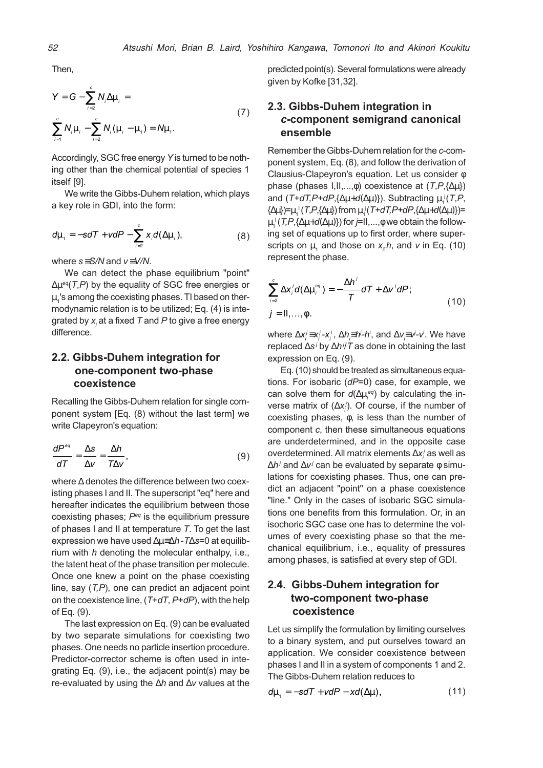Then,

$$Y = G - \sum_{i=2}^{c} N_i \Delta\mu_i = \sum_{i=1}^{c} N_i \mu_i - \sum_{i=2}^{c} N_i (\mu_i - \mu_1) = N\mu_1. \tag{7}$$

Accordingly, SGC free energy $Y$ is turned to be nothing other than the chemical potential of species 1 itself [9].

We write the Gibbs-Duhem relation, which plays a key role in GDI, into the form:

$$d\mu_1 = -s dT + v dP - \sum_{i=2}^{c} x_i d(\Delta\mu_i), \tag{8}$$

where $s \equiv S/N$ and $v \equiv V/N$.

We can detect the phase equilibrium "point" $\Delta\mu^{eq}(T,P)$ by the equality of SGC free energies or $\mu_1$'s among the coexisting phases. TI based on thermodynamic relation is to be utilized; Eq. (4) is integrated by $x_i$ at a fixed $T$ and $P$ to give a free energy difference.

## 2.2. Gibbs-Duhem integration for one-component two-phase coexistence

Recalling the Gibbs-Duhem relation for single component system [Eq. (8) without the last term] we write Clapeyron's equation:

$$\frac{dP^{eq}}{dT} = \frac{\Delta s}{\Delta v} = \frac{\Delta h}{T\Delta v}, \tag{9}$$

where $\Delta$ denotes the difference between two coexisting phases I and II. The superscript "eq" here and hereafter indicates the equilibrium between those coexisting phases; $P^{eq}$ is the equilibrium pressure of phases I and II at temperature $T$. To get the last expression we have used $\Delta\mu \equiv \Delta h - T\Delta s = 0$ at equilibrium with $h$ denoting the molecular enthalpy, i.e., the latent heat of the phase transition per molecule. Once one knew a point on the phase coexisting line, say $(T,P)$, one can predict an adjacent point on the coexistence line, $(T+dT, P+dP)$, with the help of Eq. (9).

The last expression on Eq. (9) can be evaluated by two separate simulations for coexisting two phases. One needs no particle insertion procedure. Predictor-corrector scheme is often used in integrating Eq. (9), i.e., the adjacent point(s) may be re-evaluated by using the $\Delta h$ and $\Delta v$ values at the predicted point(s). Several formulations were already given by Kofke [31,32].

## 2.3. Gibbs-Duhem integration in *c*-component semigrand canonical ensemble

Remember the Gibbs-Duhem relation for the *c*-component system, Eq. (8), and follow the derivation of Clausius-Clapeyron's equation. Let us consider $\varphi$ phase (phases I,II,...,$\varphi$) coexistence at $(T,P,\{\Delta\mu\})$ and $(T+dT, P+dP, \{\Delta\mu + d(\Delta\mu)\})$. Subtracting $\mu_1^j(T,P,\{\Delta\mu\}) = \mu_1^{I}(T,P,\{\Delta\mu\})$ from $\mu_1^j(T+dT,P+dP,\{\Delta\mu+d(\Delta\mu)\}) = \mu_1^{I}(T,P,\{\Delta\mu+d(\Delta\mu)\})$ for $j$=II,...,$\varphi$ we obtain the following set of equations up to first order, where superscripts on $\mu_1$ and those on $x_i$,$h$, and $v$ in Eq. (10) represent the phase.

$$\sum_{i=2}^{c} \Delta x_i^j d(\Delta\mu_i^{eq}) = -\frac{\Delta h^j}{T} dT + \Delta v^j dP; \quad j = \text{II}, \ldots, \varphi. \tag{10}$$

where $\Delta x_i^j \equiv x_i^j - x_i^{I}$, $\Delta h_i \equiv h^j - h^{I}$, and $\Delta v_i \equiv v^j - v^{I}$. We have replaced $\Delta s^j$ by $\Delta h^j/T$ as done in obtaining the last expression on Eq. (9).

Eq. (10) should be treated as simultaneous equations. For isobaric ($dP$=0) case, for example, we can solve them for $d(\Delta\mu_i^{eq})$ by calculating the inverse matrix of $(\Delta x_i^j)$. Of course, if the number of coexisting phases, $\varphi$, is less than the number of component $c$, then these simultaneous equations are underdetermined, and in the opposite case overdetermined. All matrix elements $\Delta x_i^j$ as well as $\Delta h^j$ and $\Delta v^j$ can be evaluated by separate $\varphi$ simulations for coexisting phases. Thus, one can predict an adjacent "point" on a phase coexistence "line." Only in the cases of isobaric SGC simulations one benefits from this formulation. Or, in an isochoric SGC case one has to determine the volumes of every coexisting phase so that the mechanical equilibrium, i.e., equality of pressures among phases, is satisfied at every step of GDI.

## 2.4. Gibbs-Duhem integration for two-component two-phase coexistence

Let us simplify the formulation by limiting ourselves to a binary system, and put ourselves toward an application. We consider coexistence between phases I and II in a system of components 1 and 2. The Gibbs-Duhem relation reduces to

$$d\mu_1 = -s dT + v dP - x d(\Delta\mu), \tag{11}$$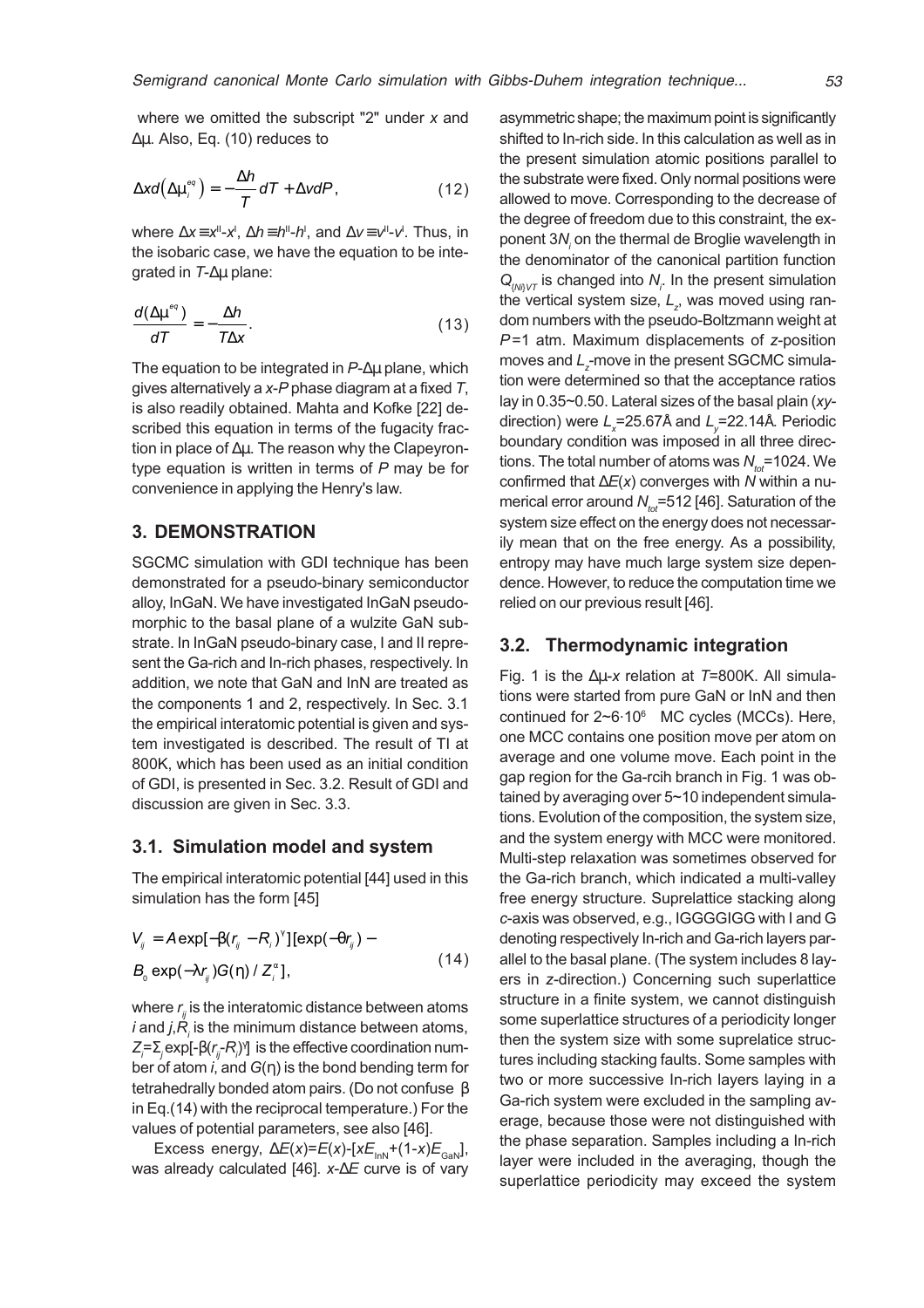where we omitted the subscript "2" under $x$ and $\Delta\mu$. Also, Eq. (10) reduces to

$$\Delta x d\left(\Delta\mu_i^{eq}\right) = -\frac{\Delta h}{T} dT + \Delta v dP, \tag{12}$$

where $\Delta x \equiv x^{II}-x^{I}$, $\Delta h \equiv h^{II}-h^{I}$, and $\Delta v \equiv v^{II}-v^{I}$. Thus, in the isobaric case, we have the equation to be integrated in $T$-$\Delta\mu$ plane:

$$\frac{d(\Delta\mu^{eq})}{dT} = -\frac{\Delta h}{T\Delta x}. \tag{13}$$

The equation to be integrated in $P$-$\Delta\mu$ plane, which gives alternatively a $x$-$P$ phase diagram at a fixed $T$, is also readily obtained. Mahta and Kofke [22] described this equation in terms of the fugacity fraction in place of $\Delta\mu$. The reason why the Clapeyron-type equation is written in terms of $P$ may be for convenience in applying the Henry's law.

## 3. DEMONSTRATION

SGCMC simulation with GDI technique has been demonstrated for a pseudo-binary semiconductor alloy, InGaN. We have investigated InGaN pseudomorphic to the basal plane of a wulzite GaN substrate. In InGaN pseudo-binary case, I and II represent the Ga-rich and In-rich phases, respectively. In addition, we note that GaN and InN are treated as the components 1 and 2, respectively. In Sec. 3.1 the empirical interatomic potential is given and system investigated is described. The result of TI at 800K, which has been used as an initial condition of GDI, is presented in Sec. 3.2. Result of GDI and discussion are given in Sec. 3.3.

### 3.1. Simulation model and system

The empirical interatomic potential [44] used in this simulation has the form [45]

$$V_{ij} = A\exp[-\beta(r_{ij} - R_i)^{\gamma}][\exp(-\theta r_{ij}) - B_0\exp(-\lambda r_{ij})G(\eta)/Z_i^{\alpha}], \tag{14}$$

where $r_{ij}$ is the interatomic distance between atoms $i$ and $j$, $R_i$ is the minimum distance between atoms, $Z_i$=$\Sigma_j\exp[-\beta(r_{ij}-R_i)^{\gamma}]$ is the effective coordination number of atom $i$, and $G(\eta)$ is the bond bending term for tetrahedrally bonded atom pairs. (Do not confuse $\beta$ in Eq.(14) with the reciprocal temperature.) For the values of potential parameters, see also [46].

Excess energy, $\Delta E(x)$=$E(x)$-$[xE_{InN}$+$(1$-$x)E_{GaN}]$, was already calculated [46]. $x$-$\Delta E$ curve is of vary asymmetric shape; the maximum point is significantly shifted to In-rich side. In this calculation as well as in the present simulation atomic positions parallel to the substrate were fixed. Only normal positions were allowed to move. Corresponding to the decrease of the degree of freedom due to this constraint, the exponent $3N_i$ on the thermal de Broglie wavelength in the denominator of the canonical partition function $Q_{\{Ni\}VT}$ is changed into $N_i$. In the present simulation the vertical system size, $L_z$, was moved using random numbers with the pseudo-Boltzmann weight at $P$=1 atm. Maximum displacements of $z$-position moves and $L_z$-move in the present SGCMC simulation were determined so that the acceptance ratios lay in 0.35~0.50. Lateral sizes of the basal plain ($xy$-direction) were $L_x$=25.67Å and $L_y$=22.14Å. Periodic boundary condition was imposed in all three directions. The total number of atoms was $N_{tot}$=1024. We confirmed that $\Delta E(x)$ converges with $N$ within a numerical error around $N_{tot}$=512 [46]. Saturation of the system size effect on the energy does not necessarily mean that on the free energy. As a possibility, entropy may have much large system size dependence. However, to reduce the computation time we relied on our previous result [46].

### 3.2. Thermodynamic integration

Fig. 1 is the $\Delta\mu$-$x$ relation at $T$=800K. All simulations were started from pure GaN or InN and then continued for 2~6·10$^6$ MC cycles (MCCs). Here, one MCC contains one position move per atom on average and one volume move. Each point in the gap region for the Ga-rcih branch in Fig. 1 was obtained by averaging over 5~10 independent simulations. Evolution of the composition, the system size, and the system energy with MCC were monitored. Multi-step relaxation was sometimes observed for the Ga-rich branch, which indicated a multi-valley free energy structure. Suprelattice stacking along $c$-axis was observed, e.g., IGGGGIGG with I and G denoting respectively In-rich and Ga-rich layers parallel to the basal plane. (The system includes 8 layers in $z$-direction.) Concerning such superlattice structure in a finite system, we cannot distinguish some superlattice structures of a periodicity longer then the system size with some suprelatice structures including stacking faults. Some samples with two or more successive In-rich layers laying in a Ga-rich system were excluded in the sampling average, because those were not distinguished with the phase separation. Samples including a In-rich layer were included in the averaging, though the superlattice periodicity may exceed the system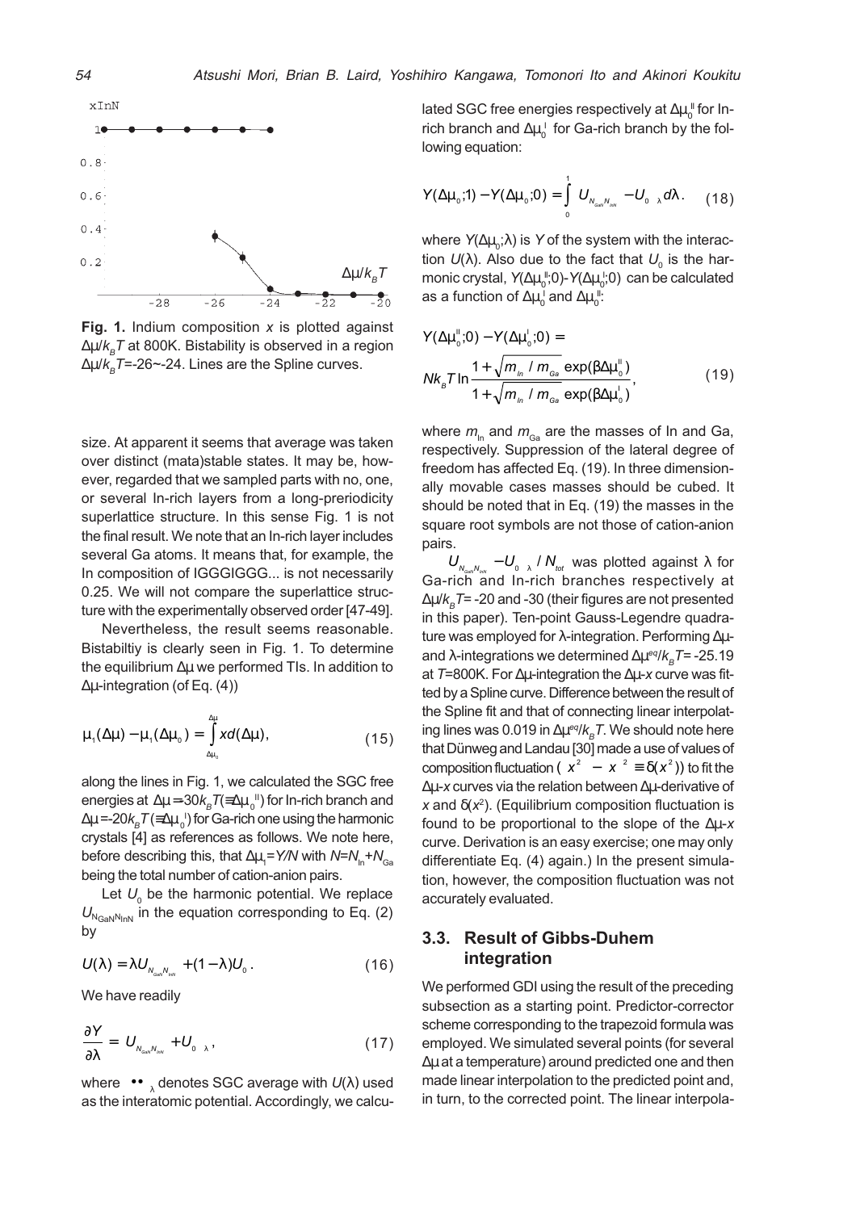**Fig. 1.** Indium composition $x$ is plotted against $\Delta\mu/k_BT$ at 800K. Bistability is observed in a region $\Delta\mu/k_BT$=-26~-24. Lines are the Spline curves.

size. At apparent it seems that average was taken over distinct (mata)stable states. It may be, however, regarded that we sampled parts with no, one, or several In-rich layers from a long-preriodicity superlattice structure. In this sense Fig. 1 is not the final result. We note that an In-rich layer includes several Ga atoms. It means that, for example, the In composition of IGGGIGGG... is not necessarily 0.25. We will not compare the superlattice structure with the experimentally observed order [47-49].

Nevertheless, the result seems reasonable. Bistabiltiy is clearly seen in Fig. 1. To determine the equilibrium $\Delta\mu$ we performed TIs. In addition to $\Delta\mu$-integration (of Eq. (4))

$$\mu_1(\Delta\mu) - \mu_1(\Delta\mu_0) = \int_{\Delta\mu_0}^{\Delta\mu} x d(\Delta\mu), \tag{15}$$

along the lines in Fig. 1, we calculated the SGC free energies at $\Delta\mu$=-30$k_BT$(≡$\Delta\mu_0^{II}$) for In-rich branch and $\Delta\mu$=-20$k_BT$ (≡$\Delta\mu_0^{I}$) for Ga-rich one using the harmonic crystals [4] as references as follows. We note here, before describing this, that $\Delta\mu_1$=$Y/N$ with $N$=$N_{In}$+$N_{Ga}$ being the total number of cation-anion pairs.

Let $U_0$ be the harmonic potential. We replace $U_{N_{GaN}N_{InN}}$ in the equation corresponding to Eq. (2) by

$$U(\lambda) = \lambda U_{N_{GaN}N_{InN}} + (1-\lambda)U_0. \tag{16}$$

We have readily

$$\frac{\partial Y}{\partial \lambda} = \langle U_{N_{GaN}N_{InN}} + U_0 \rangle_\lambda, \tag{17}$$

where $\langle \bullet\bullet \rangle_\lambda$ denotes SGC average with $U(\lambda)$ used as the interatomic potential. Accordingly, we calculated SGC free energies respectively at $\Delta\mu_0^{II}$ for In-rich branch and $\Delta\mu_0^{I}$ for Ga-rich branch by the following equation:

$$Y(\Delta\mu_0;1) - Y(\Delta\mu_0;0) = \int_0^1 \langle U_{N_{GaN}N_{InN}} - U_0 \rangle_\lambda d\lambda. \tag{18}$$

where $Y(\Delta\mu_0;\lambda)$ is $Y$ of the system with the interaction $U(\lambda)$. Also due to the fact that $U_0$ is the harmonic crystal, $Y(\Delta\mu_0^{II};0)$-$Y(\Delta\mu_0^{I};0)$ can be calculated as a function of $\Delta\mu_0^{I}$ and $\Delta\mu_0^{II}$:

$$Y(\Delta\mu_0^{II};0) - Y(\Delta\mu_0^{I};0) = Nk_BT \ln \frac{1+\sqrt{m_{In}/m_{Ga}}\exp(\beta\Delta\mu_0^{II})}{1+\sqrt{m_{In}/m_{Ga}}\exp(\beta\Delta\mu_0^{I})}, \tag{19}$$

where $m_{In}$ and $m_{Ga}$ are the masses of In and Ga, respectively. Suppression of the lateral degree of freedom has affected Eq. (19). In three dimensionally movable cases masses should be cubed. It should be noted that in Eq. (19) the masses in the square root symbols are not those of cation-anion pairs.

$\langle U_{N_{GaN}N_{InN}} - U_0 \rangle_\lambda / N_{tot}$ was plotted against $\lambda$ for Ga-rich and In-rich branches respectively at $\Delta\mu/k_BT$= -20 and -30 (their figures are not presented in this paper). Ten-point Gauss-Legendre quadrature was employed for $\lambda$-integration. Performing $\Delta\mu$- and $\lambda$-integrations we determined $\Delta\mu^{eq}/k_BT$= -25.19 at $T$=800K. For $\Delta\mu$-integration the $\Delta\mu$-$x$ curve was fitted by a Spline curve. Difference between the result of the Spline fit and that of connecting linear interpolating lines was 0.019 in $\Delta\mu^{eq}/k_BT$. We should note here that Dünweg and Landau [30] made a use of values of composition fluctuation ($\langle x^2 \rangle - \langle x \rangle^2 \equiv \delta(x^2)$) to fit the $\Delta\mu$-$x$ curves via the relation between $\Delta\mu$-derivative of $x$ and $\delta(x^2)$. (Equilibrium composition fluctuation is found to be proportional to the slope of the $\Delta\mu$-$x$ curve. Derivation is an easy exercise; one may only differentiate Eq. (4) again.) In the present simulation, however, the composition fluctuation was not accurately evaluated.

### 3.3. Result of Gibbs-Duhem integration

We performed GDI using the result of the preceding subsection as a starting point. Predictor-corrector scheme corresponding to the trapezoid formula was employed. We simulated several points (for several $\Delta\mu$ at a temperature) around predicted one and then made linear interpolation to the predicted point and, in turn, to the corrected point. The linear interpola-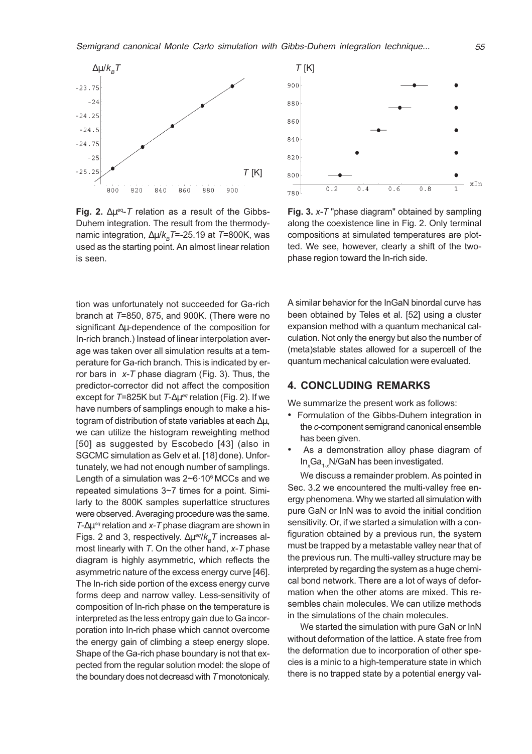**Fig. 2.** $\Delta\mu^{eq}$-$T$ relation as a result of the Gibbs-Duhem integration. The result from the thermodynamic integration, $\Delta\mu/k_BT$=-25.19 at $T$=800K, was used as the starting point. An almost linear relation is seen.

**Fig. 3.** $x$-$T$ "phase diagram" obtained by sampling along the coexistence line in Fig. 2. Only terminal compositions at simulated temperatures are plotted. We see, however, clearly a shift of the two-phase region toward the In-rich side.

tion was unfortunately not succeeded for Ga-rich branch at $T$=850, 875, and 900K. (There were no significant $\Delta\mu$-dependence of the composition for In-rich branch.) Instead of linear interpolation average was taken over all simulation results at a temperature for Ga-rich branch. This is indicated by error bars in $x$-$T$ phase diagram (Fig. 3). Thus, the predictor-corrector did not affect the composition except for $T$=825K but $T$-$\Delta\mu^{eq}$ relation (Fig. 2). If we have numbers of samplings enough to make a histogram of distribution of state variables at each $\Delta\mu$, we can utilize the histogram reweighting method [50] as suggested by Escobedo [43] (also in SGCMC simulation as Gelv et al. [18] done). Unfortunately, we had not enough number of samplings. Length of a simulation was 2~6$\cdot 10^6$ MCCs and we repeated simulations 3~7 times for a point. Similarly to the 800K samples superlattice structures were observed. Averaging procedure was the same. $T$-$\Delta\mu^{eq}$ relation and $x$-$T$ phase diagram are shown in Figs. 2 and 3, respectively. $\Delta\mu^{eq}/k_BT$ increases almost linearly with $T$. On the other hand, $x$-$T$ phase diagram is highly asymmetric, which reflects the asymmetric nature of the excess energy curve [46]. The In-rich side portion of the excess energy curve forms deep and narrow valley. Less-sensitivity of composition of In-rich phase on the temperature is interpreted as the less entropy gain due to Ga incorporation into In-rich phase which cannot overcome the energy gain of climbing a steep energy slope. Shape of the Ga-rich phase boundary is not that expected from the regular solution model: the slope of the boundary does not decreasd with $T$ monotonicaly.

A similar behavior for the InGaN binordal curve has been obtained by Teles et al. [52] using a cluster expansion method with a quantum mechanical calculation. Not only the energy but also the number of (meta)stable states allowed for a supercell of the quantum mechanical calculation were evaluated.

## 4. CONCLUDING REMARKS

We summarize the present work as follows:

- Formulation of the Gibbs-Duhem integration in the $c$-component semigrand canonical ensemble has been given.
- As a demonstration alloy phase diagram of $In_xGa_{1-x}N$/GaN has been investigated.

We discuss a remainder problem. As pointed in Sec. 3.2 we encountered the multi-valley free energy phenomena. Why we started all simulation with pure GaN or InN was to avoid the initial condition sensitivity. Or, if we started a simulation with a configuration obtained by a previous run, the system must be trapped by a metastable valley near that of the previous run. The multi-valley structure may be interpreted by regarding the system as a huge chemical bond network. There are a lot of ways of deformation when the other atoms are mixed. This resembles chain molecules. We can utilize methods in the simulations of the chain molecules.

We started the simulation with pure GaN or InN without deformation of the lattice. A state free from the deformation due to incorporation of other species is a minic to a high-temperature state in which there is no trapped state by a potential energy val-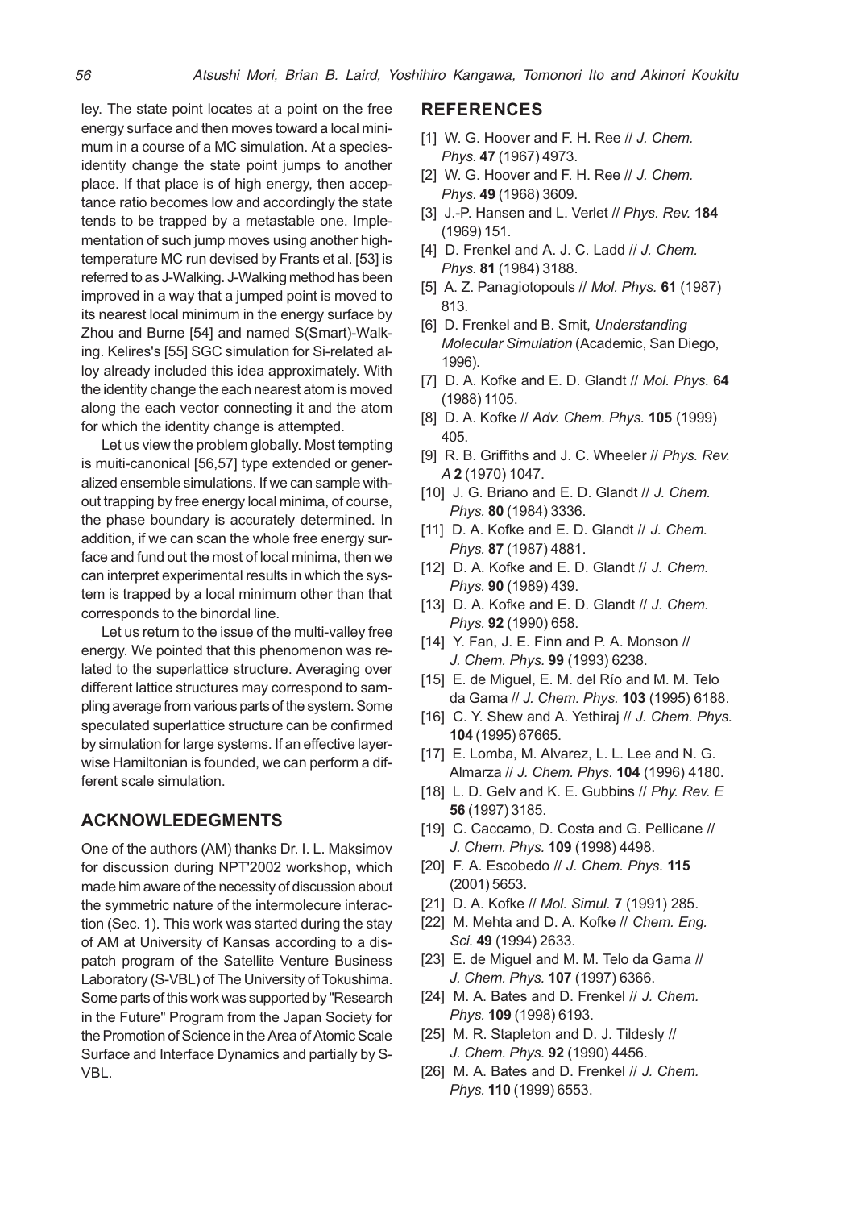ley. The state point locates at a point on the free energy surface and then moves toward a local minimum in a course of a MC simulation. At a species-identity change the state point jumps to another place. If that place is of high energy, then acceptance ratio becomes low and accordingly the state tends to be trapped by a metastable one. Implementation of such jump moves using another high-temperature MC run devised by Frants et al. [53] is referred to as J-Walking. J-Walking method has been improved in a way that a jumped point is moved to its nearest local minimum in the energy surface by Zhou and Burne [54] and named S(Smart)-Walking. Kelires's [55] SGC simulation for Si-related alloy already included this idea approximately. With the identity change the each nearest atom is moved along the each vector connecting it and the atom for which the identity change is attempted.

Let us view the problem globally. Most tempting is muiti-canonical [56,57] type extended or generalized ensemble simulations. If we can sample without trapping by free energy local minima, of course, the phase boundary is accurately determined. In addition, if we can scan the whole free energy surface and fund out the most of local minima, then we can interpret experimental results in which the system is trapped by a local minimum other than that corresponds to the binordal line.

Let us return to the issue of the multi-valley free energy. We pointed that this phenomenon was related to the superlattice structure. Averaging over different lattice structures may correspond to sampling average from various parts of the system. Some speculated superlattice structure can be confirmed by simulation for large systems. If an effective layer-wise Hamiltonian is founded, we can perform a different scale simulation.

## ACKNOWLEDGEMENTS

One of the authors (AM) thanks Dr. I. L. Maksimov for discussion during NPT'2002 workshop, which made him aware of the necessity of discussion about the symmetric nature of the intermolecure interaction (Sec. 1). This work was started during the stay of AM at University of Kansas according to a dispatch program of the Satellite Venture Business Laboratory (S-VBL) of The University of Tokushima. Some parts of this work was supported by "Research in the Future" Program from the Japan Society for the Promotion of Science in the Area of Atomic Scale Surface and Interface Dynamics and partially by S-VBL.

## REFERENCES

[1] W. G. Hoover and F. H. Ree // *J. Chem. Phys.* **47** (1967) 4973.

[2] W. G. Hoover and F. H. Ree // *J. Chem. Phys.* **49** (1968) 3609.

[3] J.-P. Hansen and L. Verlet // *Phys. Rev.* **184** (1969) 151.

[4] D. Frenkel and A. J. C. Ladd // *J. Chem. Phys.* **81** (1984) 3188.

[5] A. Z. Panagiotopouls // *Mol. Phys.* **61** (1987) 813.

[6] D. Frenkel and B. Smit, *Understanding Molecular Simulation* (Academic, San Diego, 1996).

[7] D. A. Kofke and E. D. Glandt // *Mol. Phys.* **64** (1988) 1105.

[8] D. A. Kofke // *Adv. Chem. Phys.* **105** (1999) 405.

[9] R. B. Griffiths and J. C. Wheeler // *Phys. Rev. A* **2** (1970) 1047.

[10] J. G. Briano and E. D. Glandt // *J. Chem. Phys.* **80** (1984) 3336.

[11] D. A. Kofke and E. D. Glandt // *J. Chem. Phys.* **87** (1987) 4881.

[12] D. A. Kofke and E. D. Glandt // *J. Chem. Phys.* **90** (1989) 439.

[13] D. A. Kofke and E. D. Glandt // *J. Chem. Phys.* **92** (1990) 658.

[14] Y. Fan, J. E. Finn and P. A. Monson // *J. Chem. Phys.* **99** (1993) 6238.

[15] E. de Miguel, E. M. del Río and M. M. Telo da Gama // *J. Chem. Phys.* **103** (1995) 6188.

[16] C. Y. Shew and A. Yethiraj // *J. Chem. Phys.* **104** (1995) 67665.

[17] E. Lomba, M. Alvarez, L. L. Lee and N. G. Almarza // *J. Chem. Phys.* **104** (1996) 4180.

[18] L. D. Gelv and K. E. Gubbins // *Phy. Rev. E* **56** (1997) 3185.

[19] C. Caccamo, D. Costa and G. Pellicane // *J. Chem. Phys.* **109** (1998) 4498.

[20] F. A. Escobedo // *J. Chem. Phys.* **115** (2001) 5653.

[21] D. A. Kofke // *Mol. Simul.* **7** (1991) 285.

[22] M. Mehta and D. A. Kofke // *Chem. Eng. Sci.* **49** (1994) 2633.

[23] E. de Miguel and M. M. Telo da Gama // *J. Chem. Phys.* **107** (1997) 6366.

[24] M. A. Bates and D. Frenkel // *J. Chem. Phys.* **109** (1998) 6193.

[25] M. R. Stapleton and D. J. Tildesly // *J. Chem. Phys.* **92** (1990) 4456.

[26] M. A. Bates and D. Frenkel // *J. Chem. Phys.* **110** (1999) 6553.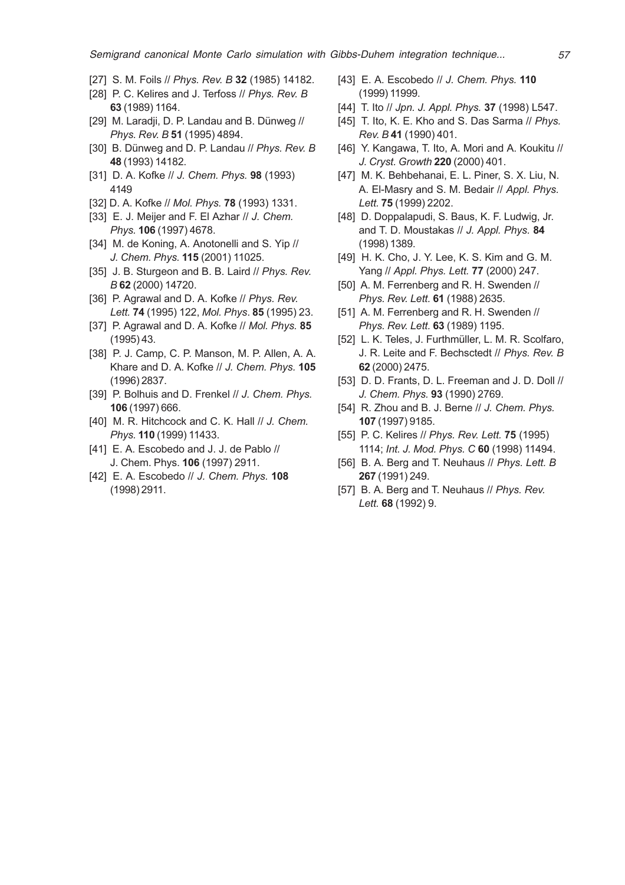[27] S. M. Foils // *Phys. Rev. B* **32** (1985) 14182.

[28] P. C. Kelires and J. Terfoss // *Phys. Rev. B* **63** (1989) 1164.

[29] M. Laradji, D. P. Landau and B. Dünweg // *Phys. Rev. B* **51** (1995) 4894.

[30] B. Dünweg and D. P. Landau // *Phys. Rev. B* **48** (1993) 14182.

[31] D. A. Kofke // *J. Chem. Phys.* **98** (1993) 4149

[32] D. A. Kofke // *Mol. Phys.* **78** (1993) 1331.

[33] E. J. Meijer and F. El Azhar // *J. Chem. Phys.* **106** (1997) 4678.

[34] M. de Koning, A. Anotonelli and S. Yip // *J. Chem. Phys.* **115** (2001) 11025.

[35] J. B. Sturgeon and B. B. Laird // *Phys. Rev. B* **62** (2000) 14720.

[36] P. Agrawal and D. A. Kofke // *Phys. Rev. Lett.* **74** (1995) 122, *Mol. Phys*. **85** (1995) 23.

[37] P. Agrawal and D. A. Kofke // *Mol. Phys.* **85** (1995) 43.

[38] P. J. Camp, C. P. Manson, M. P. Allen, A. A. Khare and D. A. Kofke // *J. Chem. Phys.* **105** (1996) 2837.

[39] P. Bolhuis and D. Frenkel // *J. Chem. Phys.* **106** (1997) 666.

[40] M. R. Hitchcock and C. K. Hall // *J. Chem. Phys.* **110** (1999) 11433.

[41] E. A. Escobedo and J. J. de Pablo // J. Chem. Phys. **106** (1997) 2911.

[42] E. A. Escobedo // *J. Chem. Phys.* **108** (1998) 2911.

[43] E. A. Escobedo // *J. Chem. Phys.* **110** (1999) 11999.

[44] T. Ito // *Jpn. J. Appl. Phys.* **37** (1998) L547.

[45] T. Ito, K. E. Kho and S. Das Sarma // *Phys. Rev. B* **41** (1990) 401.

[46] Y. Kangawa, T. Ito, A. Mori and A. Koukitu // *J. Cryst. Growth* **220** (2000) 401.

[47] M. K. Behbehanai, E. L. Piner, S. X. Liu, N. A. El-Masry and S. M. Bedair // *Appl. Phys. Lett.* **75** (1999) 2202.

[48] D. Doppalapudi, S. Baus, K. F. Ludwig, Jr. and T. D. Moustakas // *J. Appl. Phys.* **84** (1998) 1389.

[49] H. K. Cho, J. Y. Lee, K. S. Kim and G. M. Yang // *Appl. Phys. Lett.* **77** (2000) 247.

[50] A. M. Ferrenberg and R. H. Swenden // *Phys. Rev. Lett.* **61** (1988) 2635.

[51] A. M. Ferrenberg and R. H. Swenden // *Phys. Rev. Lett.* **63** (1989) 1195.

[52] L. K. Teles, J. Furthmüller, L. M. R. Scolfaro, J. R. Leite and F. Bechsctedt // *Phys. Rev. B* **62** (2000) 2475.

[53] D. D. Frants, D. L. Freeman and J. D. Doll // *J. Chem. Phys.* **93** (1990) 2769.

[54] R. Zhou and B. J. Berne // *J. Chem. Phys.* **107** (1997) 9185.

[55] P. C. Kelires // *Phys. Rev. Lett.* **75** (1995) 1114; *Int. J. Mod. Phys. C* **60** (1998) 11494.

[56] B. A. Berg and T. Neuhaus // *Phys. Lett. B* **267** (1991) 249.

[57] B. A. Berg and T. Neuhaus // *Phys. Rev. Lett.* **68** (1992) 9.